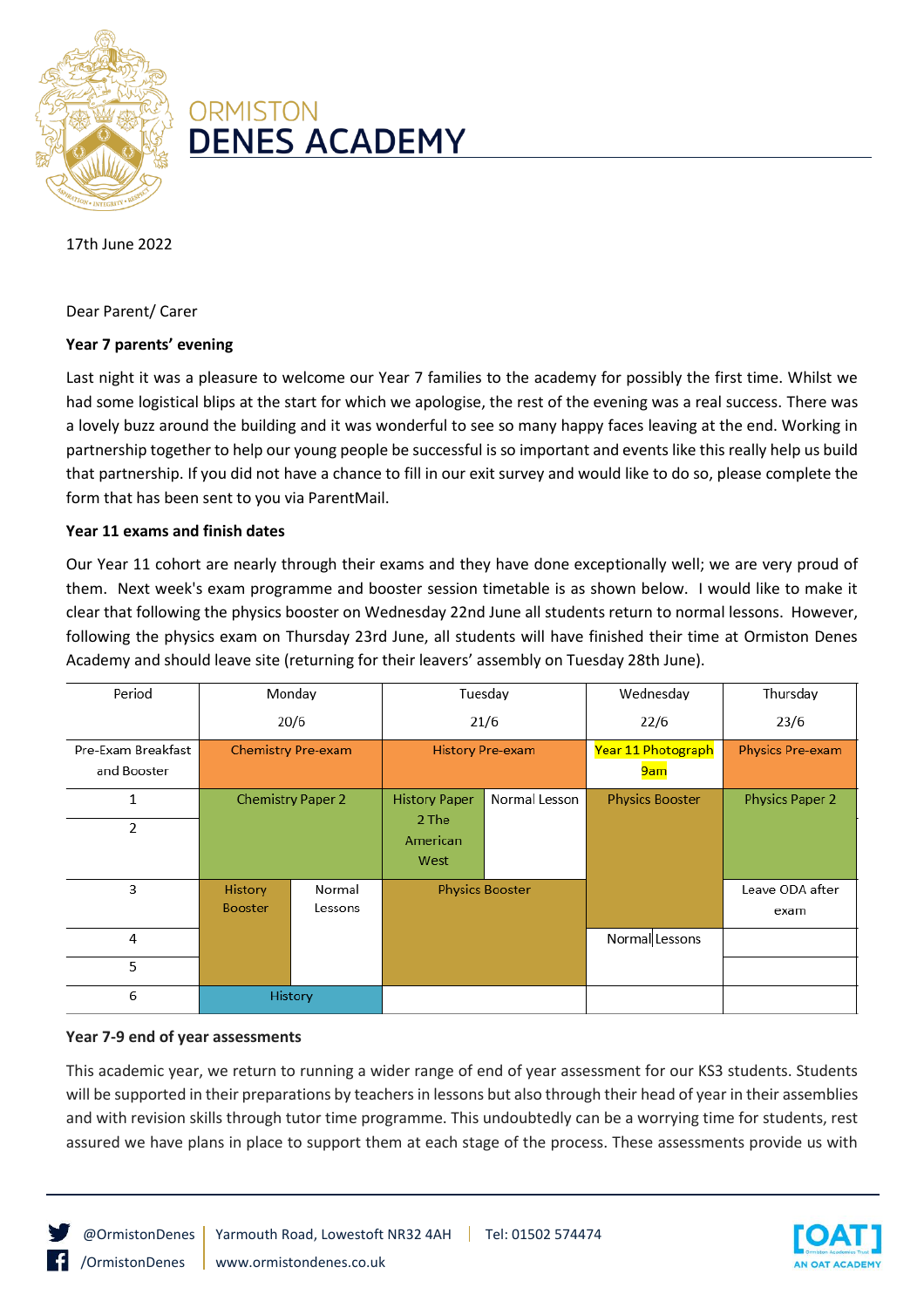ORMISTON
# DENES ACADEMY

17th June 2022

Dear Parent/ Carer

**Year 7 parents' evening**

Last night it was a pleasure to welcome our Year 7 families to the academy for possibly the first time. Whilst we had some logistical blips at the start for which we apologise, the rest of the evening was a real success. There was a lovely buzz around the building and it was wonderful to see so many happy faces leaving at the end. Working in partnership together to help our young people be successful is so important and events like this really help us build that partnership. If you did not have a chance to fill in our exit survey and would like to do so, please complete the form that has been sent to you via ParentMail.

**Year 11 exams and finish dates**

Our Year 11 cohort are nearly through their exams and they have done exceptionally well; we are very proud of them. Next week's exam programme and booster session timetable is as shown below. I would like to make it clear that following the physics booster on Wednesday 22nd June all students return to normal lessons. However, following the physics exam on Thursday 23rd June, all students will have finished their time at Ormiston Denes Academy and should leave site (returning for their leavers' assembly on Tuesday 28th June).

| Period | Monday 20/6 | | Tuesday 21/6 | | Wednesday 22/6 | Thursday 23/6 |
|---|---|---|---|---|---|---|
| Pre-Exam Breakfast and Booster | Chemistry Pre-exam | | History Pre-exam | | Year 11 Photograph 9am | Physics Pre-exam |
| 1 | Chemistry Paper 2 | | History Paper 2 The American West | Normal Lesson | Physics Booster | Physics Paper 2 |
| 2 | | | | | | |
| 3 | History Booster | Normal Lessons | Physics Booster | | | Leave ODA after exam |
| 4 | | | | | Normal Lessons | |
| 5 | | | | | | |
| 6 | History | | | | | |

**Year 7-9 end of year assessments**

This academic year, we return to running a wider range of end of year assessment for our KS3 students. Students will be supported in their preparations by teachers in lessons but also through their head of year in their assemblies and with revision skills through tutor time programme. This undoubtedly can be a worrying time for students, rest assured we have plans in place to support them at each stage of the process. These assessments provide us with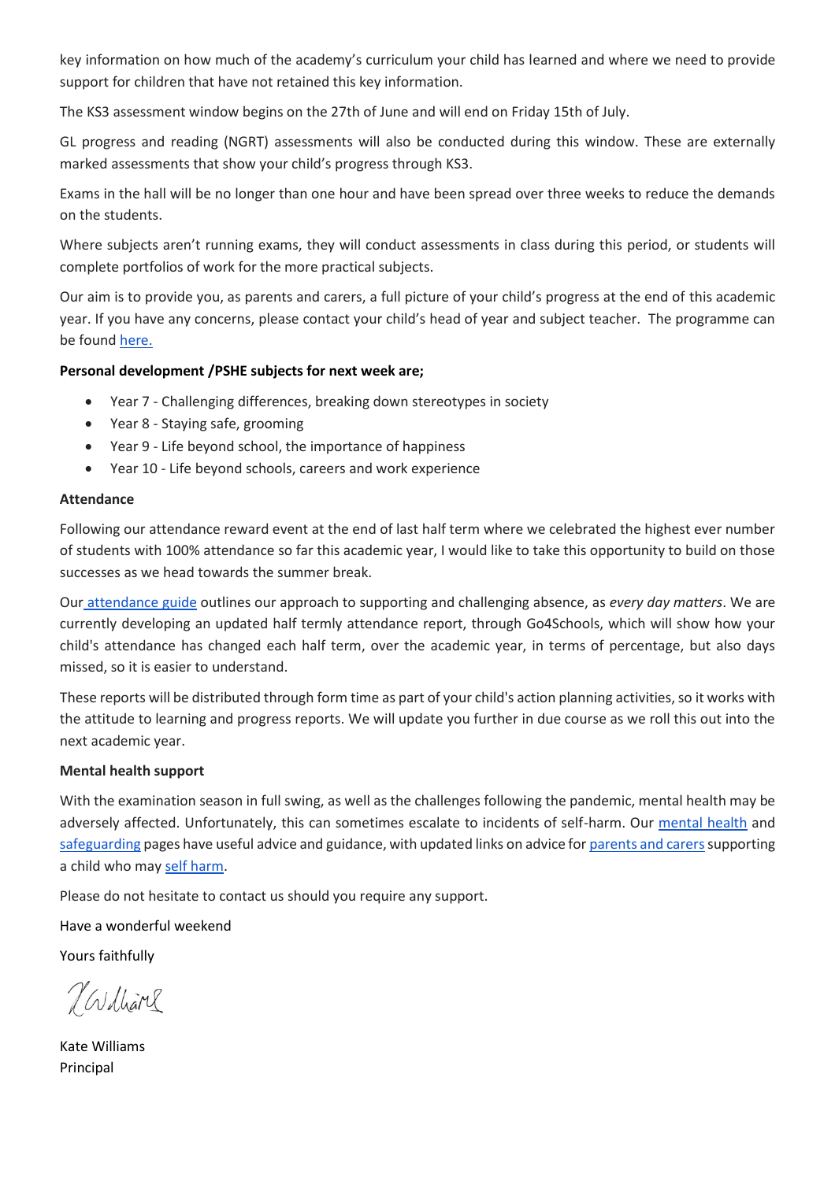key information on how much of the academy's curriculum your child has learned and where we need to provide support for children that have not retained this key information.

The KS3 assessment window begins on the 27th of June and will end on Friday 15th of July.

GL progress and reading (NGRT) assessments will also be conducted during this window. These are externally marked assessments that show your child's progress through KS3.

Exams in the hall will be no longer than one hour and have been spread over three weeks to reduce the demands on the students.

Where subjects aren't running exams, they will conduct assessments in class during this period, or students will complete portfolios of work for the more practical subjects.

Our aim is to provide you, as parents and carers, a full picture of your child's progress at the end of this academic year. If you have any concerns, please contact your child's head of year and subject teacher. The programme can be found here.

**Personal development /PSHE subjects for next week are;**

- Year 7 - Challenging differences, breaking down stereotypes in society
- Year 8 - Staying safe, grooming
- Year 9 - Life beyond school, the importance of happiness
- Year 10 - Life beyond schools, careers and work experience

**Attendance**

Following our attendance reward event at the end of last half term where we celebrated the highest ever number of students with 100% attendance so far this academic year, I would like to take this opportunity to build on those successes as we head towards the summer break.

Our attendance guide outlines our approach to supporting and challenging absence, as *every day matters*. We are currently developing an updated half termly attendance report, through Go4Schools, which will show how your child's attendance has changed each half term, over the academic year, in terms of percentage, but also days missed, so it is easier to understand.

These reports will be distributed through form time as part of your child's action planning activities, so it works with the attitude to learning and progress reports. We will update you further in due course as we roll this out into the next academic year.

**Mental health support**

With the examination season in full swing, as well as the challenges following the pandemic, mental health may be adversely affected. Unfortunately, this can sometimes escalate to incidents of self-harm. Our mental health and safeguarding pages have useful advice and guidance, with updated links on advice for parents and carers supporting a child who may self harm.

Please do not hesitate to contact us should you require any support.

Have a wonderful weekend

Yours faithfully

K Williams

Kate Williams
Principal